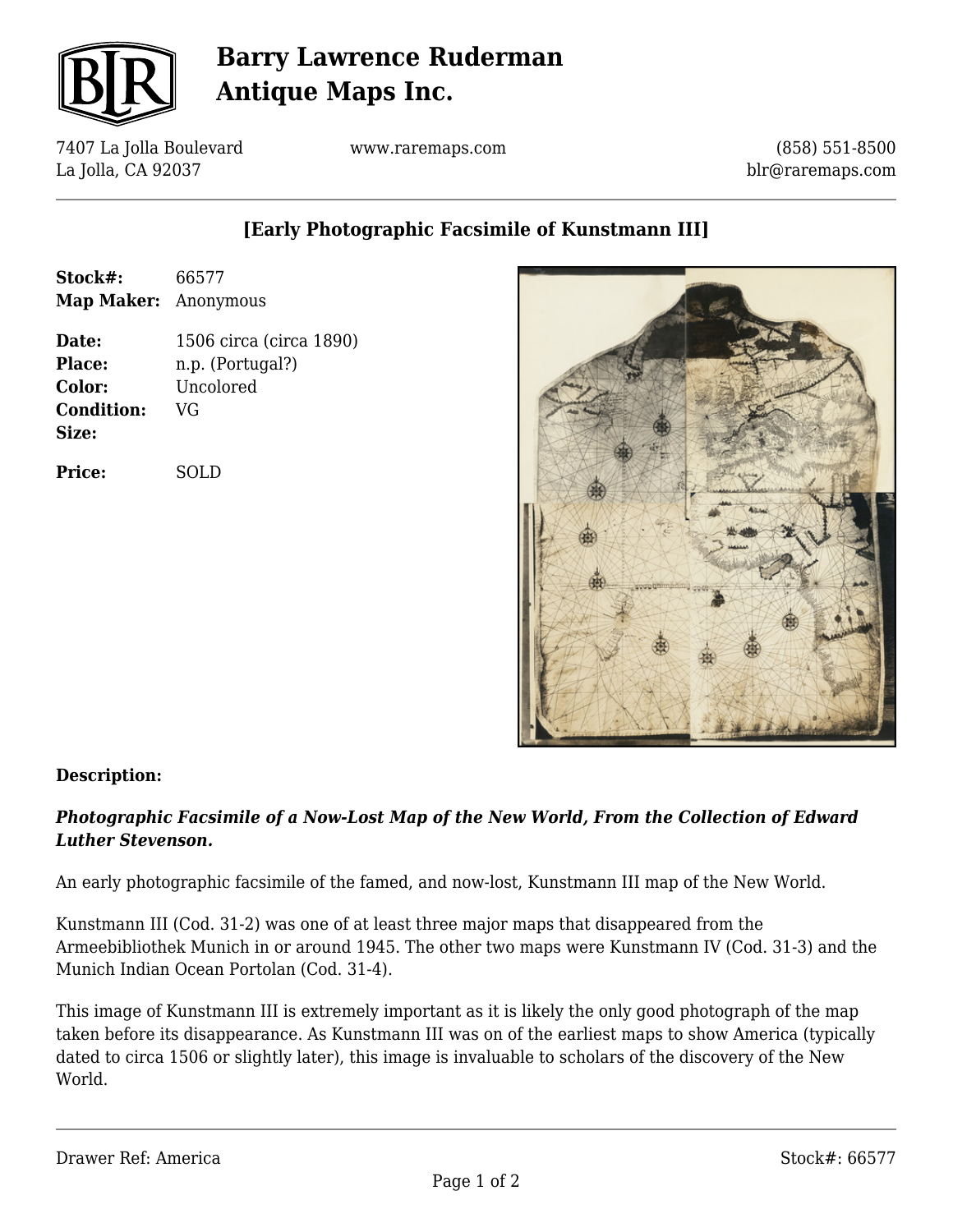# Barry Lawrence Ruderman Antique Maps Inc.

7407 La Jolla Boulevard
La Jolla, CA 92037

www.raremaps.com

(858) 551-8500
blr@raremaps.com

## [Early Photographic Facsimile of Kunstmann III]

**Stock#:** 66577
**Map Maker:** Anonymous

**Date:** 1506 circa (circa 1890)
**Place:** n.p. (Portugal?)
**Color:** Uncolored
**Condition:** VG
**Size:**

**Price:** SOLD

### Description:

***Photographic Facsimile of a Now-Lost Map of the New World, From the Collection of Edward Luther Stevenson.***

An early photographic facsimile of the famed, and now-lost, Kunstmann III map of the New World.

Kunstmann III (Cod. 31-2) was one of at least three major maps that disappeared from the Armeebibliothek Munich in or around 1945. The other two maps were Kunstmann IV (Cod. 31-3) and the Munich Indian Ocean Portolan (Cod. 31-4).

This image of Kunstmann III is extremely important as it is likely the only good photograph of the map taken before its disappearance. As Kunstmann III was on of the earliest maps to show America (typically dated to circa 1506 or slightly later), this image is invaluable to scholars of the discovery of the New World.

Drawer Ref: America

Stock#: 66577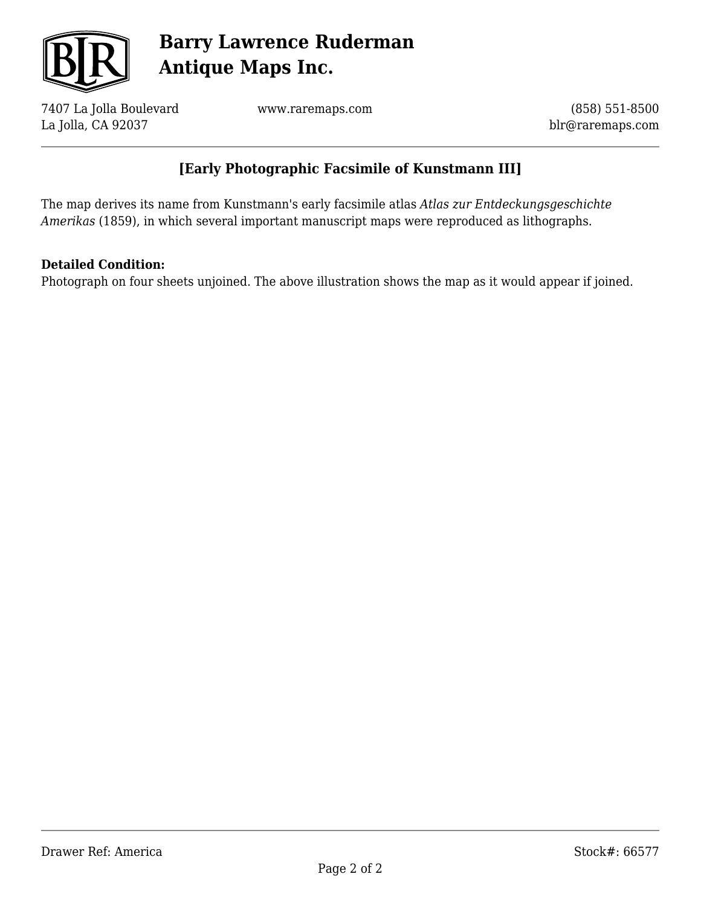## [Early Photographic Facsimile of Kunstmann III]

The map derives its name from Kunstmann's early facsimile atlas *Atlas zur Entdeckungsgeschichte Amerikas* (1859), in which several important manuscript maps were reproduced as lithographs.

**Detailed Condition:**
Photograph on four sheets unjoined. The above illustration shows the map as it would appear if joined.